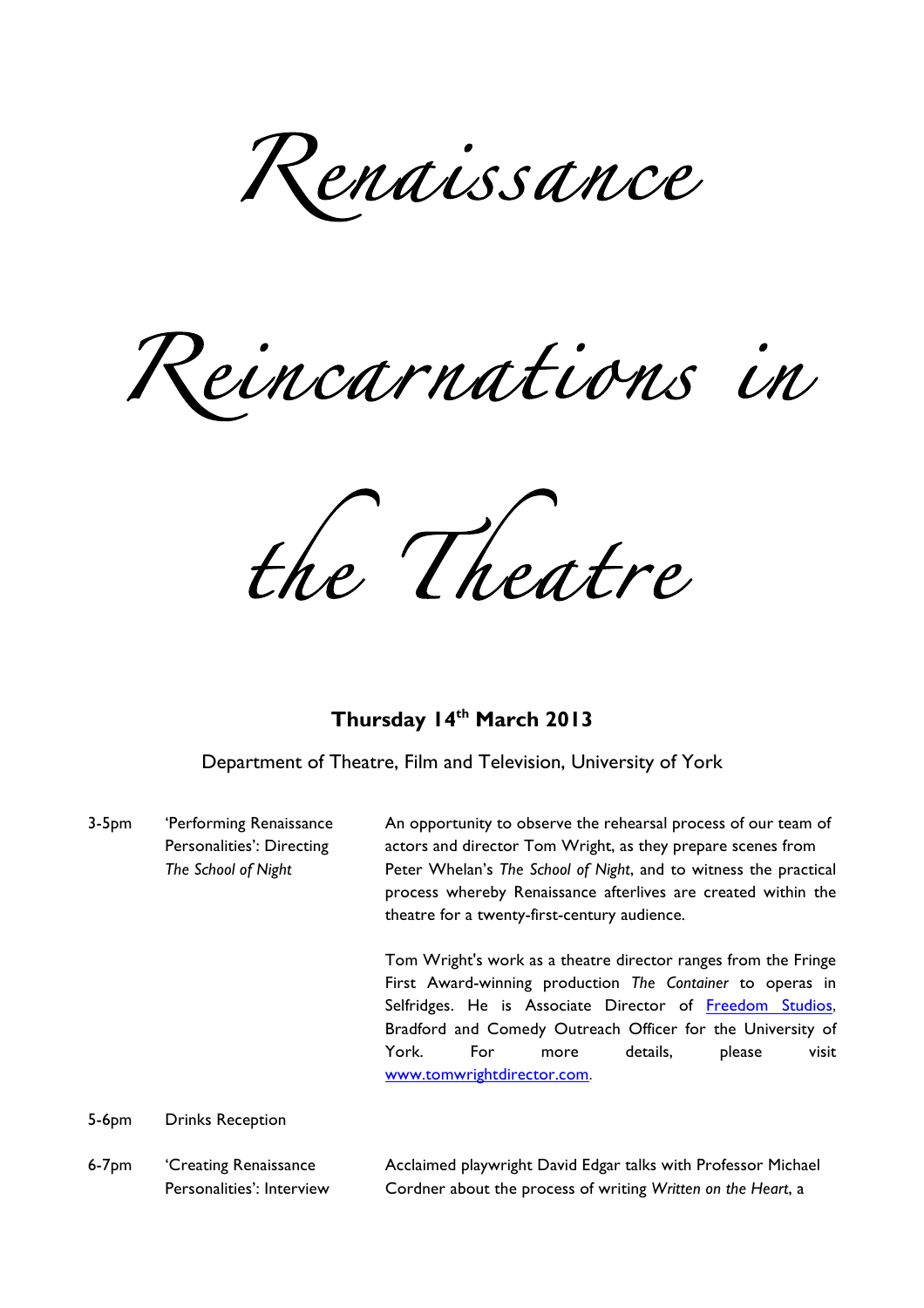# *Renaissance Reincarnations in the Theatre*

**Thursday 14th March 2013**

Department of Theatre, Film and Television, University of York

| | | |
|---|---|---|
| 3-5pm | 'Performing Renaissance Personalities': Directing *The School of Night* | An opportunity to observe the rehearsal process of our team of actors and director Tom Wright, as they prepare scenes from Peter Whelan's *The School of Night*, and to witness the practical process whereby Renaissance afterlives are created within the theatre for a twenty-first-century audience.<br><br>Tom Wright's work as a theatre director ranges from the Fringe First Award-winning production *The Container* to operas in Selfridges. He is Associate Director of [Freedom Studios](), Bradford and Comedy Outreach Officer for the University of York. For more details, please visit [www.tomwrightdirector.com](). |
| 5-6pm | Drinks Reception | |
| 6-7pm | 'Creating Renaissance Personalities': Interview | Acclaimed playwright David Edgar talks with Professor Michael Cordner about the process of writing *Written on the Heart*, a |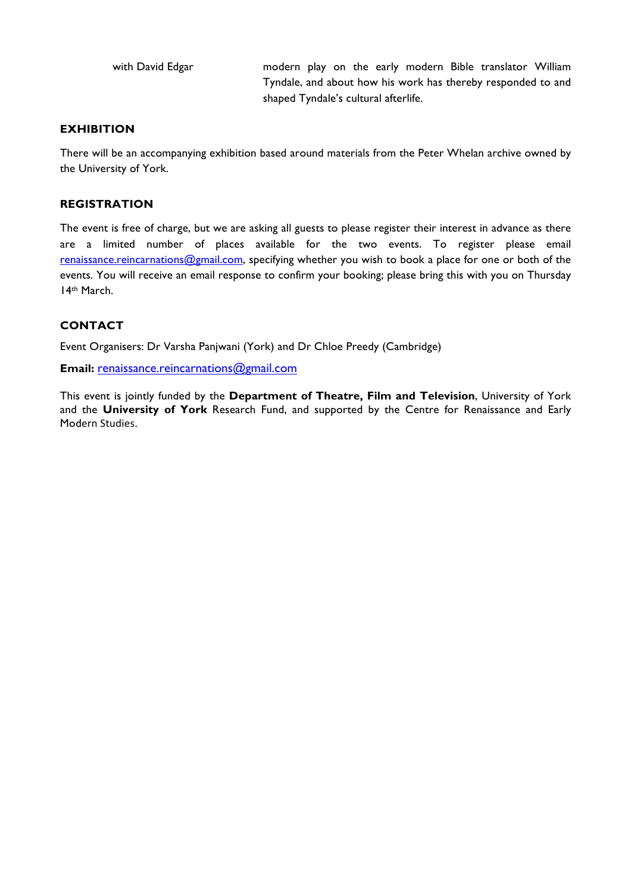| | |
|---|---|
| with David Edgar | modern play on the early modern Bible translator William Tyndale, and about how his work has thereby responded to and shaped Tyndale's cultural afterlife. |

## EXHIBITION

There will be an accompanying exhibition based around materials from the Peter Whelan archive owned by the University of York.

## REGISTRATION

The event is free of charge, but we are asking all guests to please register their interest in advance as there are a limited number of places available for the two events. To register please email renaissance.reincarnations@gmail.com, specifying whether you wish to book a place for one or both of the events. You will receive an email response to confirm your booking; please bring this with you on Thursday 14th March.

## CONTACT

Event Organisers: Dr Varsha Panjwani (York) and Dr Chloe Preedy (Cambridge)

**Email:** renaissance.reincarnations@gmail.com

This event is jointly funded by the **Department of Theatre, Film and Television**, University of York and the **University of York** Research Fund, and supported by the Centre for Renaissance and Early Modern Studies.